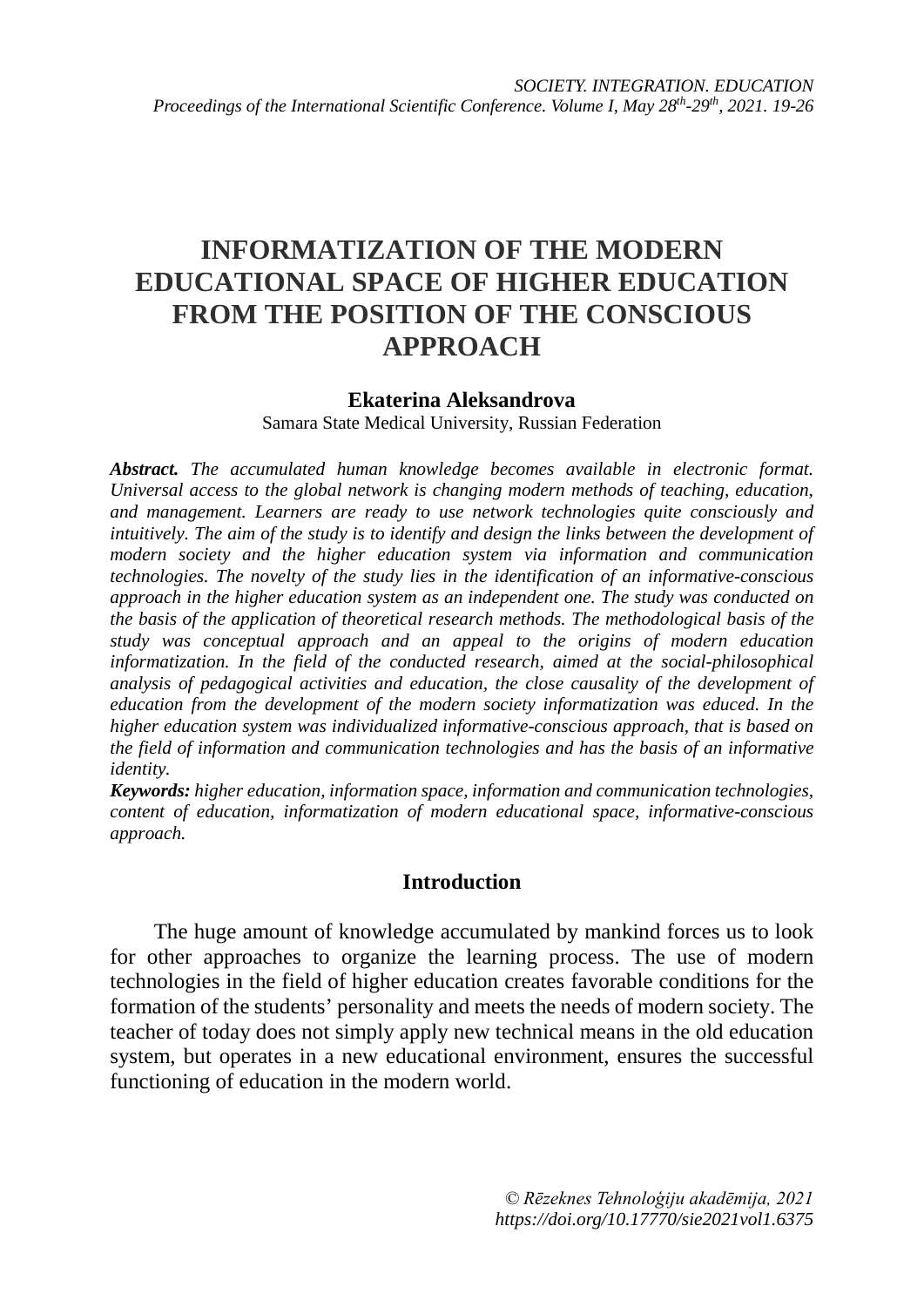# INFORMATIZATION OF THE MODERN EDUCATIONAL SPACE OF HIGHER EDUCATION FROM THE POSITION OF THE CONSCIOUS APPROACH

**Ekaterina Aleksandrova**

Samara State Medical University, Russian Federation

***Abstract.*** *The accumulated human knowledge becomes available in electronic format. Universal access to the global network is changing modern methods of teaching, education, and management. Learners are ready to use network technologies quite consciously and intuitively. The aim of the study is to identify and design the links between the development of modern society and the higher education system via information and communication technologies. The novelty of the study lies in the identification of an informative-conscious approach in the higher education system as an independent one. The study was conducted on the basis of the application of theoretical research methods. The methodological basis of the study was conceptual approach and an appeal to the origins of modern education informatization. In the field of the conducted research, aimed at the social-philosophical analysis of pedagogical activities and education, the close causality of the development of education from the development of the modern society informatization was educed. In the higher education system was individualized informative-conscious approach, that is based on the field of information and communication technologies and has the basis of an informative identity.*

***Keywords:*** *higher education, information space, information and communication technologies, content of education, informatization of modern educational space, informative-conscious approach.*

## Introduction

The huge amount of knowledge accumulated by mankind forces us to look for other approaches to organize the learning process. The use of modern technologies in the field of higher education creates favorable conditions for the formation of the students' personality and meets the needs of modern society. The teacher of today does not simply apply new technical means in the old education system, but operates in a new educational environment, ensures the successful functioning of education in the modern world.

*© Rēzeknes Tehnoloģiju akadēmija, 2021*
*https://doi.org/10.17770/sie2021vol1.6375*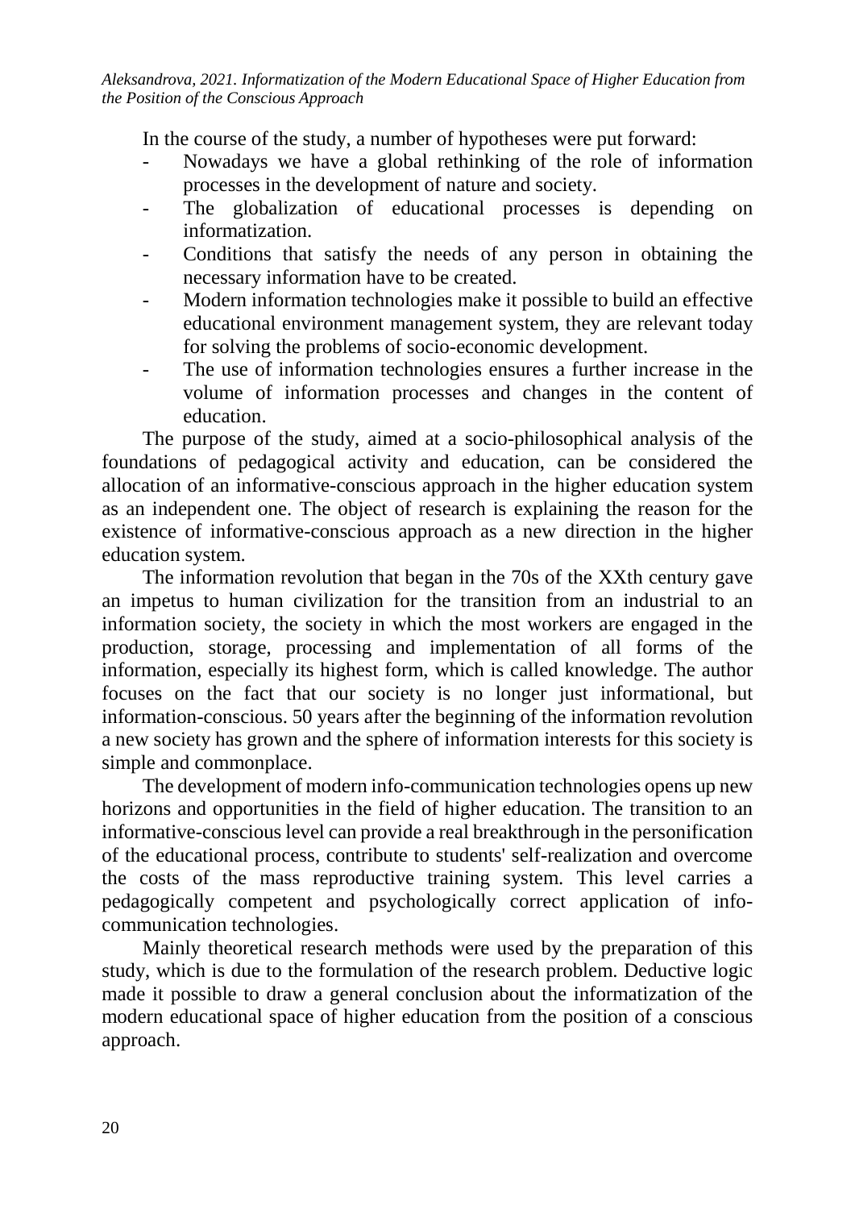In the course of the study, a number of hypotheses were put forward:

- Nowadays we have a global rethinking of the role of information processes in the development of nature and society.
- The globalization of educational processes is depending on informatization.
- Conditions that satisfy the needs of any person in obtaining the necessary information have to be created.
- Modern information technologies make it possible to build an effective educational environment management system, they are relevant today for solving the problems of socio-economic development.
- The use of information technologies ensures a further increase in the volume of information processes and changes in the content of education.

The purpose of the study, aimed at a socio-philosophical analysis of the foundations of pedagogical activity and education, can be considered the allocation of an informative-conscious approach in the higher education system as an independent one. The object of research is explaining the reason for the existence of informative-conscious approach as a new direction in the higher education system.

The information revolution that began in the 70s of the XXth century gave an impetus to human civilization for the transition from an industrial to an information society, the society in which the most workers are engaged in the production, storage, processing and implementation of all forms of the information, especially its highest form, which is called knowledge. The author focuses on the fact that our society is no longer just informational, but information-conscious. 50 years after the beginning of the information revolution a new society has grown and the sphere of information interests for this society is simple and commonplace.

The development of modern info-communication technologies opens up new horizons and opportunities in the field of higher education. The transition to an informative-conscious level can provide a real breakthrough in the personification of the educational process, contribute to students' self-realization and overcome the costs of the mass reproductive training system. This level carries a pedagogically competent and psychologically correct application of info-communication technologies.

Mainly theoretical research methods were used by the preparation of this study, which is due to the formulation of the research problem. Deductive logic made it possible to draw a general conclusion about the informatization of the modern educational space of higher education from the position of a conscious approach.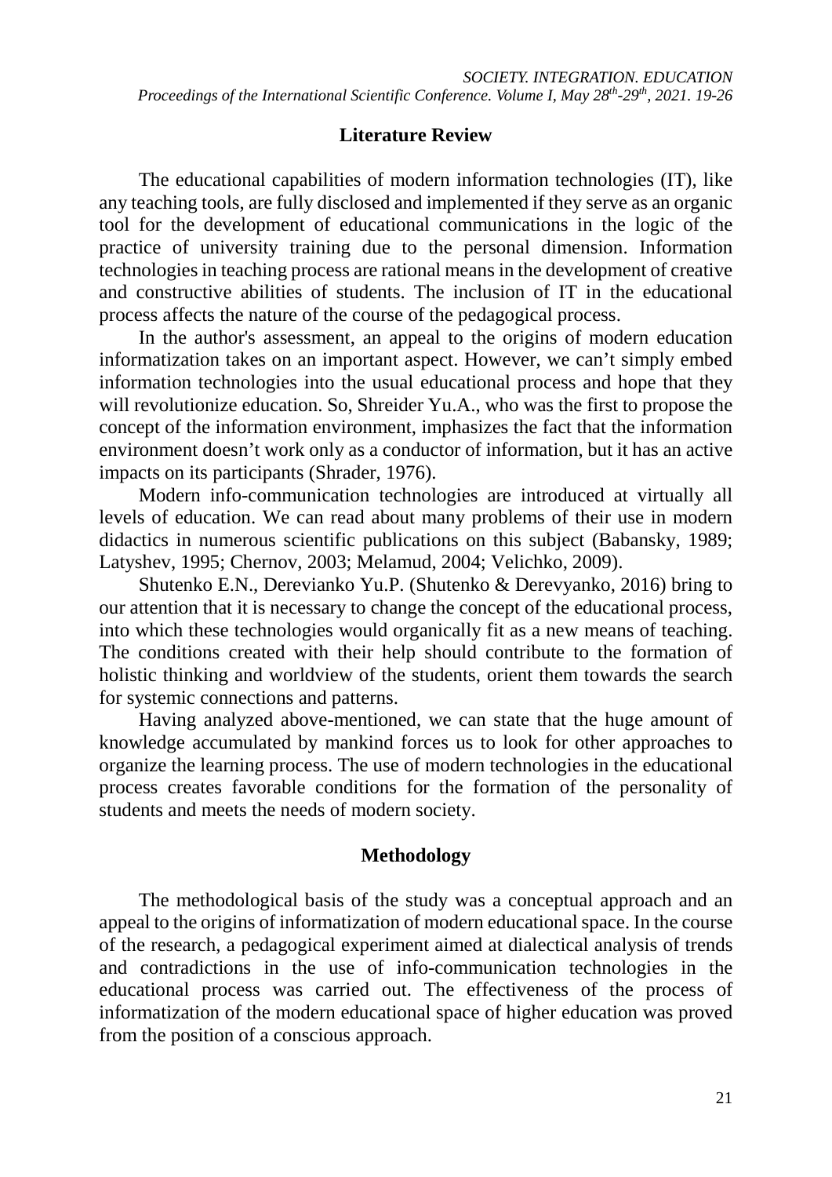## Literature Review

The educational capabilities of modern information technologies (IT), like any teaching tools, are fully disclosed and implemented if they serve as an organic tool for the development of educational communications in the logic of the practice of university training due to the personal dimension. Information technologies in teaching process are rational means in the development of creative and constructive abilities of students. The inclusion of IT in the educational process affects the nature of the course of the pedagogical process.

In the author's assessment, an appeal to the origins of modern education informatization takes on an important aspect. However, we can't simply embed information technologies into the usual educational process and hope that they will revolutionize education. So, Shreider Yu.A., who was the first to propose the concept of the information environment, imphasizes the fact that the information environment doesn't work only as a conductor of information, but it has an active impacts on its participants (Shrader, 1976).

Modern info-communication technologies are introduced at virtually all levels of education. We can read about many problems of their use in modern didactics in numerous scientific publications on this subject (Babansky, 1989; Latyshev, 1995; Chernov, 2003; Melamud, 2004; Velichko, 2009).

Shutenko E.N., Derevianko Yu.P. (Shutenko & Derevyanko, 2016) bring to our attention that it is necessary to change the concept of the educational process, into which these technologies would organically fit as a new means of teaching. The conditions created with their help should contribute to the formation of holistic thinking and worldview of the students, orient them towards the search for systemic connections and patterns.

Having analyzed above-mentioned, we can state that the huge amount of knowledge accumulated by mankind forces us to look for other approaches to organize the learning process. The use of modern technologies in the educational process creates favorable conditions for the formation of the personality of students and meets the needs of modern society.

## Methodology

The methodological basis of the study was a conceptual approach and an appeal to the origins of informatization of modern educational space. In the course of the research, a pedagogical experiment aimed at dialectical analysis of trends and contradictions in the use of info-communication technologies in the educational process was carried out. The effectiveness of the process of informatization of the modern educational space of higher education was proved from the position of a conscious approach.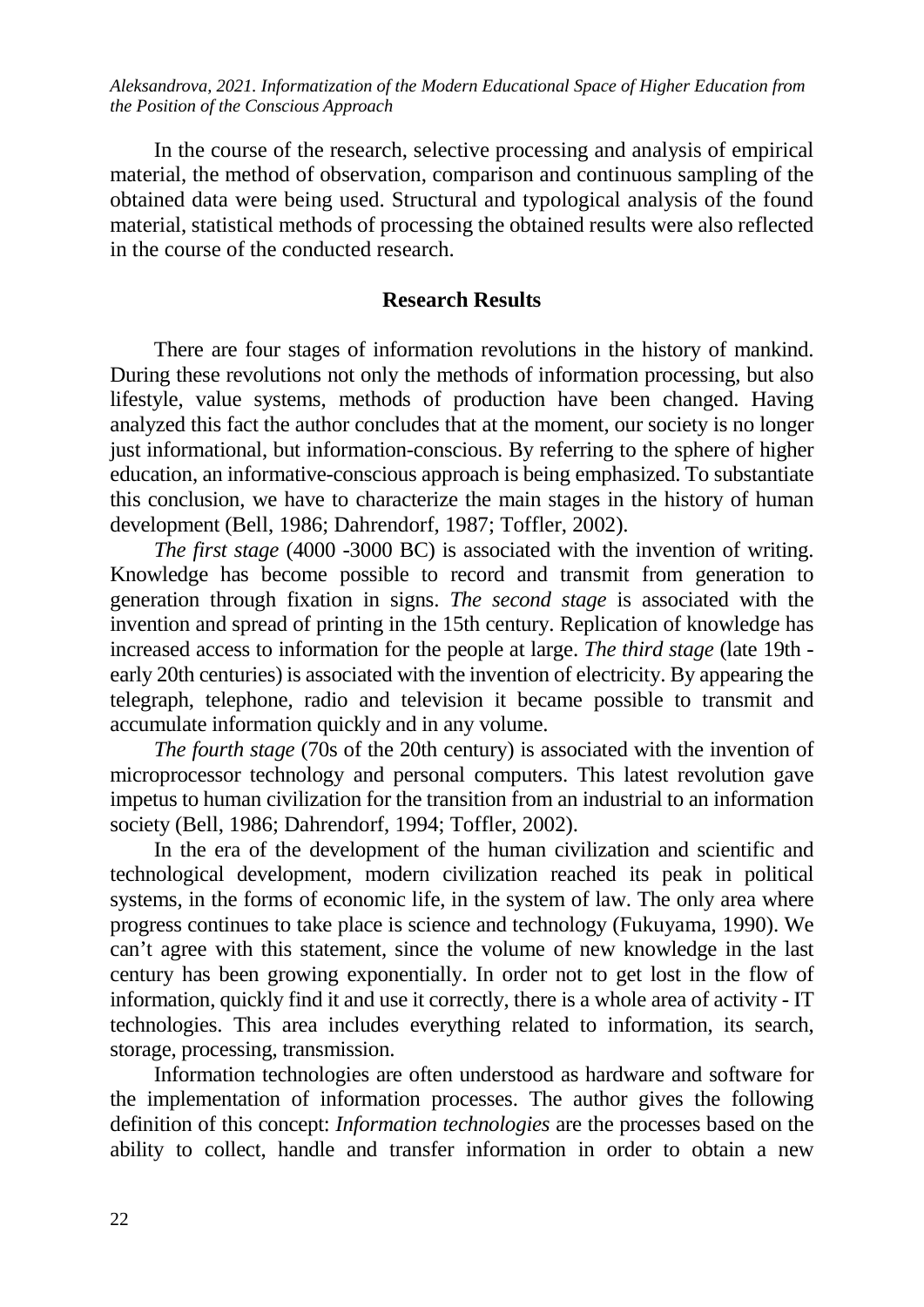In the course of the research, selective processing and analysis of empirical material, the method of observation, comparison and continuous sampling of the obtained data were being used. Structural and typological analysis of the found material, statistical methods of processing the obtained results were also reflected in the course of the conducted research.

## Research Results

There are four stages of information revolutions in the history of mankind. During these revolutions not only the methods of information processing, but also lifestyle, value systems, methods of production have been changed. Having analyzed this fact the author concludes that at the moment, our society is no longer just informational, but information-conscious. By referring to the sphere of higher education, an informative-conscious approach is being emphasized. To substantiate this conclusion, we have to characterize the main stages in the history of human development (Bell, 1986; Dahrendorf, 1987; Toffler, 2002).

*The first stage* (4000 -3000 BC) is associated with the invention of writing. Knowledge has become possible to record and transmit from generation to generation through fixation in signs. *The second stage* is associated with the invention and spread of printing in the 15th century. Replication of knowledge has increased access to information for the people at large. *The third stage* (late 19th - early 20th centuries) is associated with the invention of electricity. By appearing the telegraph, telephone, radio and television it became possible to transmit and accumulate information quickly and in any volume.

*The fourth stage* (70s of the 20th century) is associated with the invention of microprocessor technology and personal computers. This latest revolution gave impetus to human civilization for the transition from an industrial to an information society (Bell, 1986; Dahrendorf, 1994; Toffler, 2002).

In the era of the development of the human civilization and scientific and technological development, modern civilization reached its peak in political systems, in the forms of economic life, in the system of law. The only area where progress continues to take place is science and technology (Fukuyama, 1990). We can't agree with this statement, since the volume of new knowledge in the last century has been growing exponentially. In order not to get lost in the flow of information, quickly find it and use it correctly, there is a whole area of activity - IT technologies. This area includes everything related to information, its search, storage, processing, transmission.

Information technologies are often understood as hardware and software for the implementation of information processes. The author gives the following definition of this concept: *Information technologies* are the processes based on the ability to collect, handle and transfer information in order to obtain a new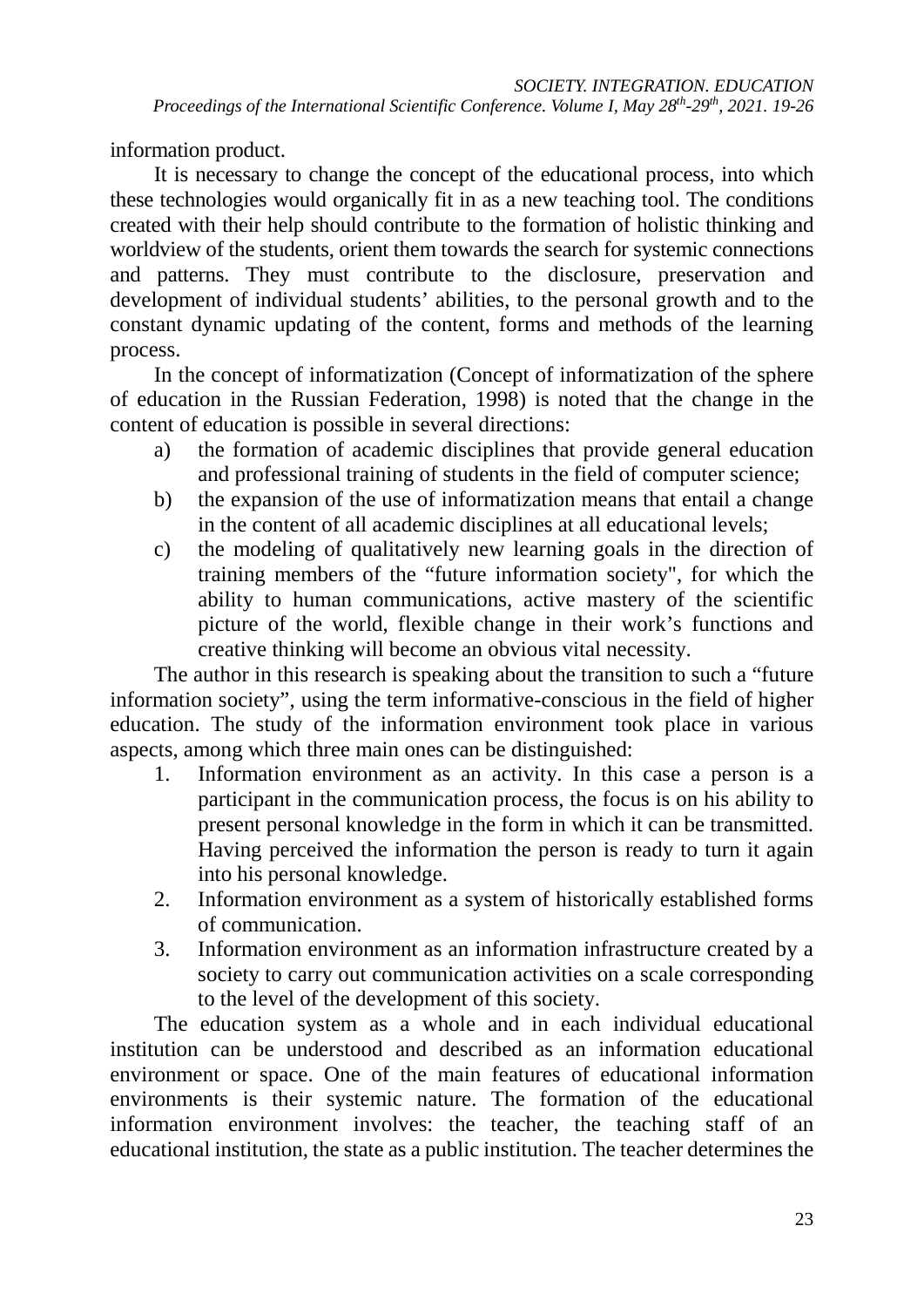information product.

It is necessary to change the concept of the educational process, into which these technologies would organically fit in as a new teaching tool. The conditions created with their help should contribute to the formation of holistic thinking and worldview of the students, orient them towards the search for systemic connections and patterns. They must contribute to the disclosure, preservation and development of individual students' abilities, to the personal growth and to the constant dynamic updating of the content, forms and methods of the learning process.

In the concept of informatization (Concept of informatization of the sphere of education in the Russian Federation, 1998) is noted that the change in the content of education is possible in several directions:

a) the formation of academic disciplines that provide general education and professional training of students in the field of computer science;
b) the expansion of the use of informatization means that entail a change in the content of all academic disciplines at all educational levels;
c) the modeling of qualitatively new learning goals in the direction of training members of the "future information society", for which the ability to human communications, active mastery of the scientific picture of the world, flexible change in their work's functions and creative thinking will become an obvious vital necessity.

The author in this research is speaking about the transition to such a "future information society", using the term informative-conscious in the field of higher education. The study of the information environment took place in various aspects, among which three main ones can be distinguished:

1. Information environment as an activity. In this case a person is a participant in the communication process, the focus is on his ability to present personal knowledge in the form in which it can be transmitted. Having perceived the information the person is ready to turn it again into his personal knowledge.
2. Information environment as a system of historically established forms of communication.
3. Information environment as an information infrastructure created by a society to carry out communication activities on a scale corresponding to the level of the development of this society.

The education system as a whole and in each individual educational institution can be understood and described as an information educational environment or space. One of the main features of educational information environments is their systemic nature. The formation of the educational information environment involves: the teacher, the teaching staff of an educational institution, the state as a public institution. The teacher determines the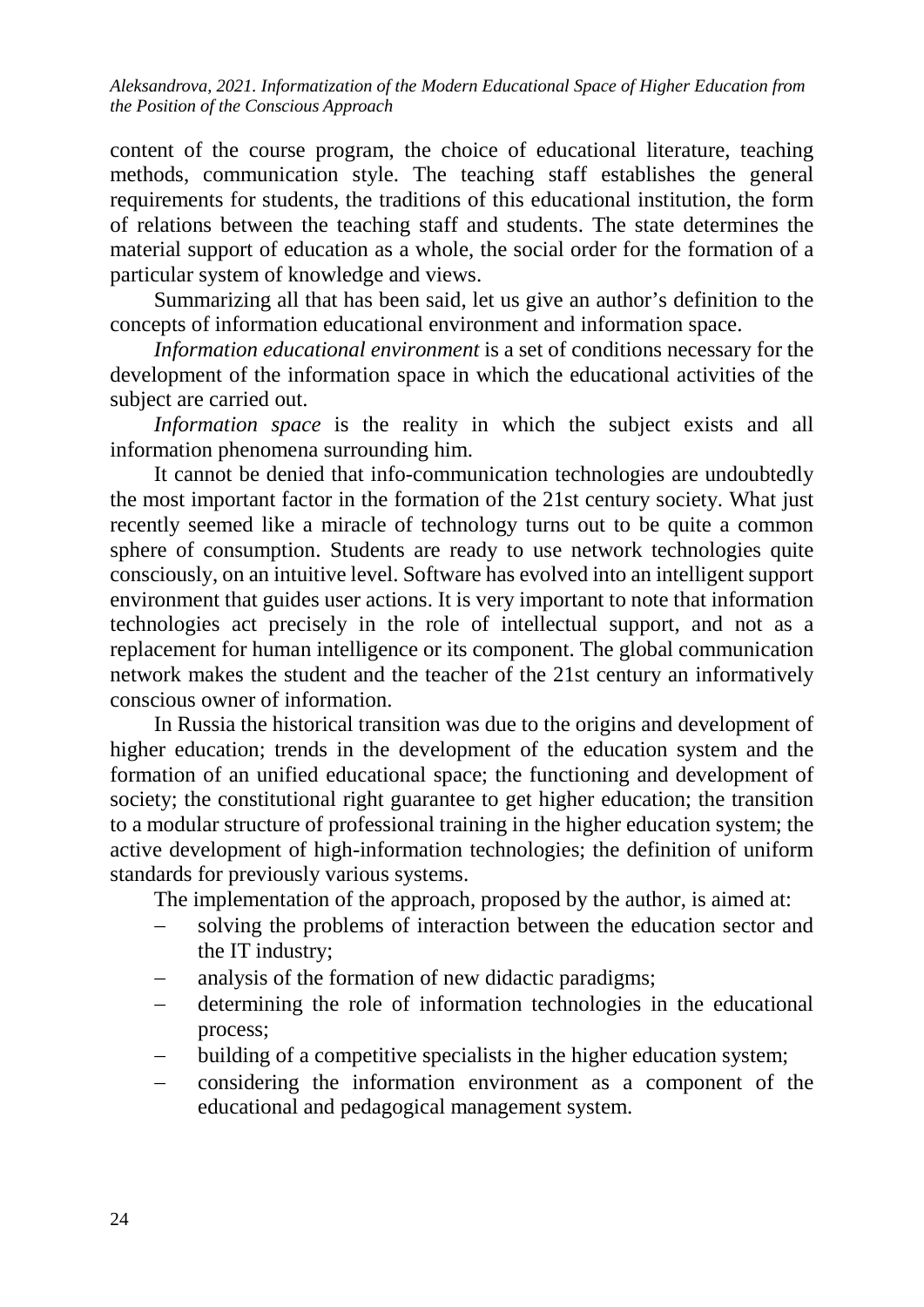content of the course program, the choice of educational literature, teaching methods, communication style. The teaching staff establishes the general requirements for students, the traditions of this educational institution, the form of relations between the teaching staff and students. The state determines the material support of education as a whole, the social order for the formation of a particular system of knowledge and views.

Summarizing all that has been said, let us give an author's definition to the concepts of information educational environment and information space.

*Information educational environment* is a set of conditions necessary for the development of the information space in which the educational activities of the subject are carried out.

*Information space* is the reality in which the subject exists and all information phenomena surrounding him.

It cannot be denied that info-communication technologies are undoubtedly the most important factor in the formation of the 21st century society. What just recently seemed like a miracle of technology turns out to be quite a common sphere of consumption. Students are ready to use network technologies quite consciously, on an intuitive level. Software has evolved into an intelligent support environment that guides user actions. It is very important to note that information technologies act precisely in the role of intellectual support, and not as a replacement for human intelligence or its component. The global communication network makes the student and the teacher of the 21st century an informatively conscious owner of information.

In Russia the historical transition was due to the origins and development of higher education; trends in the development of the education system and the formation of an unified educational space; the functioning and development of society; the constitutional right guarantee to get higher education; the transition to a modular structure of professional training in the higher education system; the active development of high-information technologies; the definition of uniform standards for previously various systems.

The implementation of the approach, proposed by the author, is aimed at:

- solving the problems of interaction between the education sector and the IT industry;
- analysis of the formation of new didactic paradigms;
- determining the role of information technologies in the educational process;
- building of a competitive specialists in the higher education system;
- considering the information environment as a component of the educational and pedagogical management system.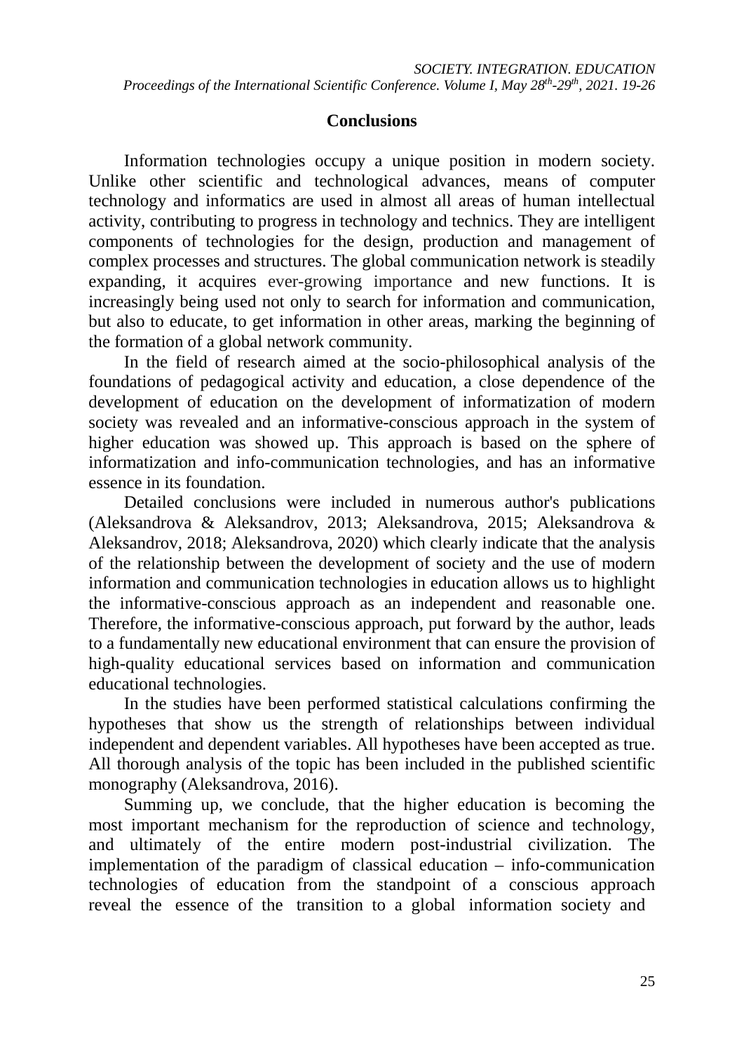## Conclusions

Information technologies occupy a unique position in modern society. Unlike other scientific and technological advances, means of computer technology and informatics are used in almost all areas of human intellectual activity, contributing to progress in technology and technics. They are intelligent components of technologies for the design, production and management of complex processes and structures. The global communication network is steadily expanding, it acquires ever-growing importance and new functions. It is increasingly being used not only to search for information and communication, but also to educate, to get information in other areas, marking the beginning of the formation of a global network community.

In the field of research aimed at the socio-philosophical analysis of the foundations of pedagogical activity and education, a close dependence of the development of education on the development of informatization of modern society was revealed and an informative-conscious approach in the system of higher education was showed up. This approach is based on the sphere of informatization and info-communication technologies, and has an informative essence in its foundation.

Detailed conclusions were included in numerous author's publications (Aleksandrova & Aleksandrov, 2013; Aleksandrova, 2015; Aleksandrova & Aleksandrov, 2018; Aleksandrova, 2020) which clearly indicate that the analysis of the relationship between the development of society and the use of modern information and communication technologies in education allows us to highlight the informative-conscious approach as an independent and reasonable one. Therefore, the informative-conscious approach, put forward by the author, leads to a fundamentally new educational environment that can ensure the provision of high-quality educational services based on information and communication educational technologies.

In the studies have been performed statistical calculations confirming the hypotheses that show us the strength of relationships between individual independent and dependent variables. All hypotheses have been accepted as true. All thorough analysis of the topic has been included in the published scientific monography (Aleksandrova, 2016).

Summing up, we conclude, that the higher education is becoming the most important mechanism for the reproduction of science and technology, and ultimately of the entire modern post-industrial civilization. The implementation of the paradigm of classical education – info-communication technologies of education from the standpoint of a conscious approach reveal the essence of the transition to a global information society and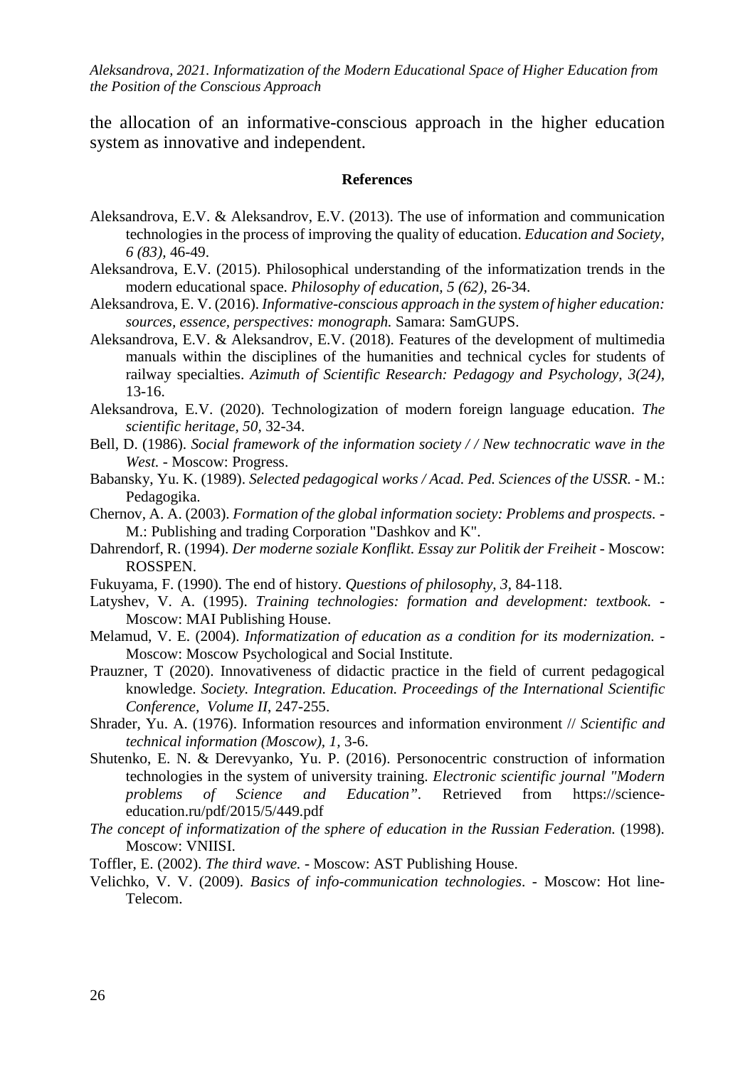the allocation of an informative-conscious approach in the higher education system as innovative and independent.

## References

Aleksandrova, E.V. & Aleksandrov, E.V. (2013). The use of information and communication technologies in the process of improving the quality of education. *Education and Society, 6 (83),* 46-49.

Aleksandrova, E.V. (2015). Philosophical understanding of the informatization trends in the modern educational space. *Philosophy of education, 5 (62),* 26-34.

Aleksandrova, E. V. (2016). *Informative-conscious approach in the system of higher education: sources, essence, perspectives: monograph.* Samara: SamGUPS.

Aleksandrova, E.V. & Aleksandrov, E.V. (2018). Features of the development of multimedia manuals within the disciplines of the humanities and technical cycles for students of railway specialties. *Azimuth of Scientific Research: Pedagogy and Psychology, 3(24),* 13-16.

Aleksandrova, E.V. (2020). Technologization of modern foreign language education. *The scientific heritage, 50,* 32-34.

Bell, D. (1986). *Social framework of the information society / / New technocratic wave in the West.* - Moscow: Progress.

Babansky, Yu. K. (1989). *Selected pedagogical works / Acad. Ped. Sciences of the USSR.* - M.: Pedagogika.

Chernov, A. A. (2003). *Formation of the global information society: Problems and prospects.* - M.: Publishing and trading Corporation "Dashkov and K".

Dahrendorf, R. (1994). *Der moderne soziale Konflikt. Essay zur Politik der Freiheit* - Moscow: ROSSPEN.

Fukuyama, F. (1990). The end of history. *Questions of philosophy, 3,* 84-118.

Latyshev, V. A. (1995). *Training technologies: formation and development: textbook.* - Moscow: MAI Publishing House.

Melamud, V. E. (2004). *Informatization of education as a condition for its modernization.* - Moscow: Moscow Psychological and Social Institute.

Prauzner, T (2020). Innovativeness of didactic practice in the field of current pedagogical knowledge. *Society. Integration. Education. Proceedings of the International Scientific Conference, Volume II,* 247-255.

Shrader, Yu. A. (1976). Information resources and information environment // *Scientific and technical information (Moscow), 1,* 3-6.

Shutenko, E. N. & Derevyanko, Yu. P. (2016). Personocentric construction of information technologies in the system of university training. *Electronic scientific journal "Modern problems of Science and Education".* Retrieved from https://science-education.ru/pdf/2015/5/449.pdf

*The concept of informatization of the sphere of education in the Russian Federation.* (1998). Moscow: VNIISI.

Toffler, E. (2002). *The third wave.* - Moscow: AST Publishing House.

Velichko, V. V. (2009). *Basics of info-communication technologies*. - Moscow: Hot line-Telecom.